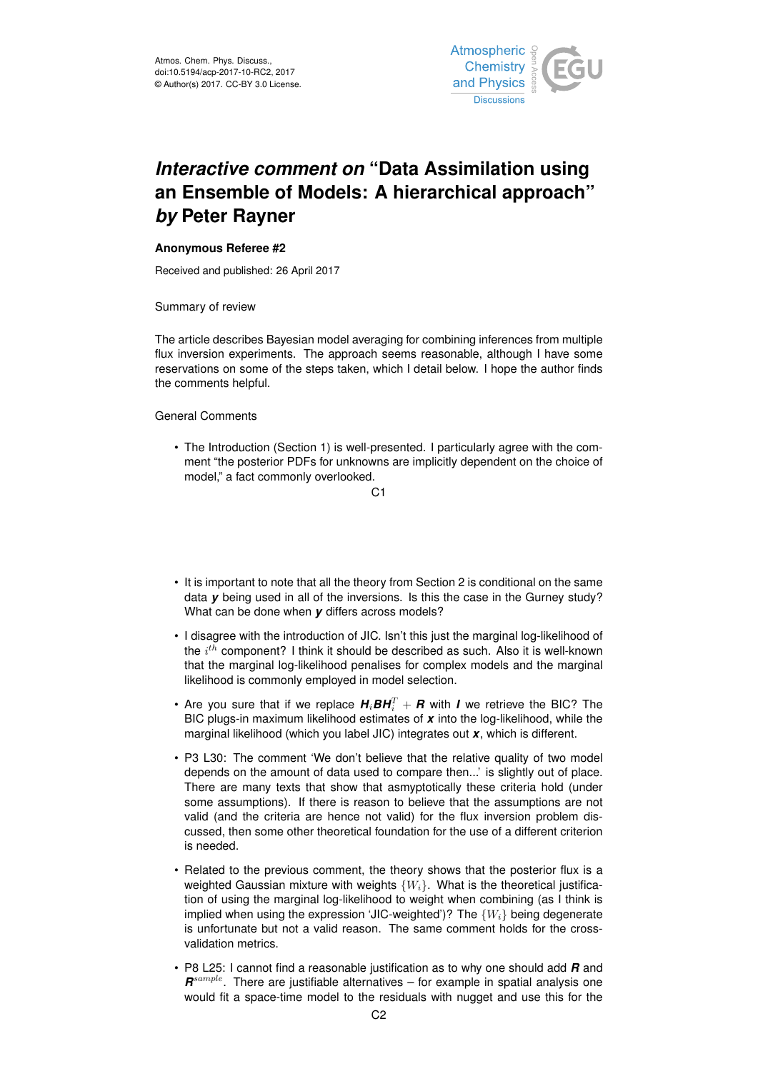Atmos. Chem. Phys. Discuss.,
doi:10.5194/acp-2017-10-RC2, 2017
© Author(s) 2017. CC-BY 3.0 License.

# *Interactive comment on* "Data Assimilation using an Ensemble of Models: A hierarchical approach" *by* Peter Rayner

**Anonymous Referee #2**

Received and published: 26 April 2017

Summary of review

The article describes Bayesian model averaging for combining inferences from multiple flux inversion experiments. The approach seems reasonable, although I have some reservations on some of the steps taken, which I detail below. I hope the author finds the comments helpful.

General Comments

- The Introduction (Section 1) is well-presented. I particularly agree with the comment "the posterior PDFs for unknowns are implicitly dependent on the choice of model," a fact commonly overlooked.
- It is important to note that all the theory from Section 2 is conditional on the same data ***y*** being used in all of the inversions. Is this the case in the Gurney study? What can be done when ***y*** differs across models?
- I disagree with the introduction of JIC. Isn't this just the marginal log-likelihood of the $i^{th}$ component? I think it should be described as such. Also it is well-known that the marginal log-likelihood penalises for complex models and the marginal likelihood is commonly employed in model selection.
- Are you sure that if we replace $\boldsymbol{H}_i\boldsymbol{B}\boldsymbol{H}_i^T + \boldsymbol{R}$ with $\boldsymbol{I}$ we retrieve the BIC? The BIC plugs-in maximum likelihood estimates of ***x*** into the log-likelihood, while the marginal likelihood (which you label JIC) integrates out ***x***, which is different.
- P3 L30: The comment 'We don't believe that the relative quality of two model depends on the amount of data used to compare then...' is slightly out of place. There are many texts that show that asymptotically these criteria hold (under some assumptions). If there is reason to believe that the assumptions are not valid (and the criteria are hence not valid) for the flux inversion problem discussed, then some other theoretical foundation for the use of a different criterion is needed.
- Related to the previous comment, the theory shows that the posterior flux is a weighted Gaussian mixture with weights $\{W_i\}$. What is the theoretical justification of using the marginal log-likelihood to weight when combining (as I think is implied when using the expression 'JIC-weighted')? The $\{W_i\}$ being degenerate is unfortunate but not a valid reason. The same comment holds for the cross-validation metrics.
- P8 L25: I cannot find a reasonable justification as to why one should add ***R*** and $\boldsymbol{R}^{sample}$. There are justifiable alternatives – for example in spatial analysis one would fit a space-time model to the residuals with nugget and use this for the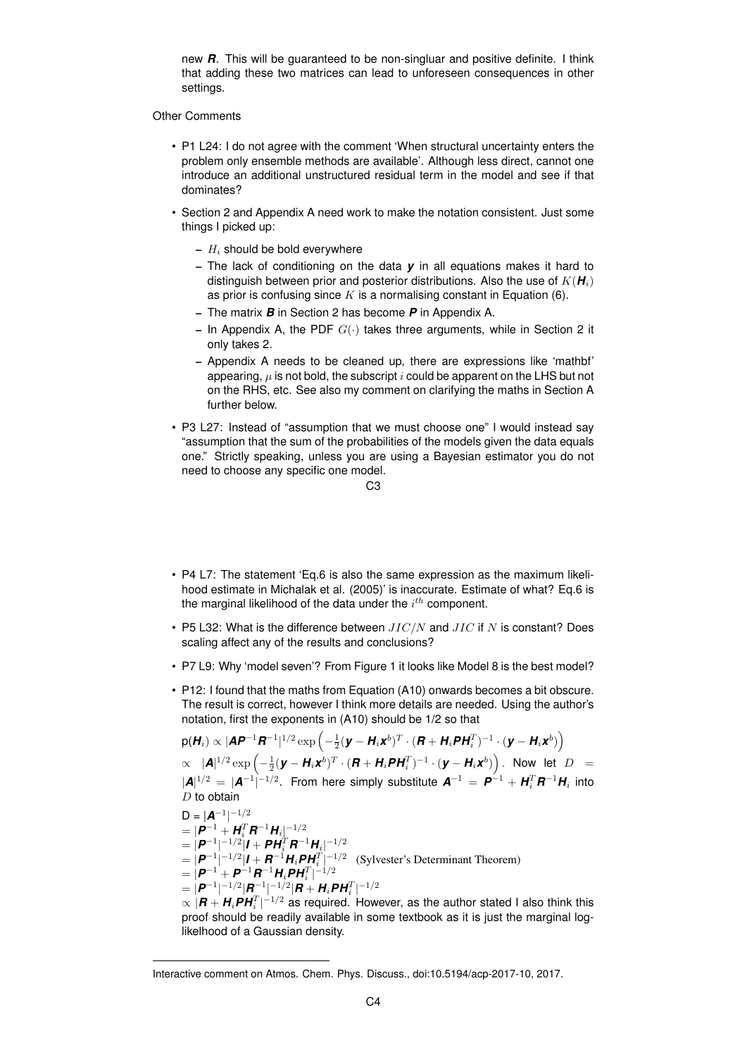new $\boldsymbol{R}$. This will be guaranteed to be non-singluar and positive definite. I think that adding these two matrices can lead to unforeseen consequences in other settings.

Other Comments

- P1 L24: I do not agree with the comment 'When structural uncertainty enters the problem only ensemble methods are available'. Although less direct, cannot one introduce an additional unstructured residual term in the model and see if that dominates?
- Section 2 and Appendix A need work to make the notation consistent. Just some things I picked up:
  - $H_i$ should be bold everywhere
  - The lack of conditioning on the data $\boldsymbol{y}$ in all equations makes it hard to distinguish between prior and posterior distributions. Also the use of $K(\boldsymbol{H}_i)$ as prior is confusing since $K$ is a normalising constant in Equation (6).
  - The matrix $\boldsymbol{B}$ in Section 2 has become $\boldsymbol{P}$ in Appendix A.
  - In Appendix A, the PDF $G(\cdot)$ takes three arguments, while in Section 2 it only takes 2.
  - Appendix A needs to be cleaned up, there are expressions like 'mathbf' appearing, $\mu$ is not bold, the subscript $i$ could be apparent on the LHS but not on the RHS, etc. See also my comment on clarifying the maths in Section A further below.
- P3 L27: Instead of "assumption that we must choose one" I would instead say "assumption that the sum of the probabilities of the models given the data equals one." Strictly speaking, unless you are using a Bayesian estimator you do not need to choose any specific one model.
- P4 L7: The statement 'Eq.6 is also the same expression as the maximum likelihood estimate in Michalak et al. (2005)' is inaccurate. Estimate of what? Eq.6 is the marginal likelihood of the data under the $i^{th}$ component.
- P5 L32: What is the difference between $JIC/N$ and $JIC$ if $N$ is constant? Does scaling affect any of the results and conclusions?
- P7 L9: Why 'model seven'? From Figure 1 it looks like Model 8 is the best model?
- P12: I found that the maths from Equation (A10) onwards becomes a bit obscure. The result is correct, however I think more details are needed. Using the author's notation, first the exponents in (A10) should be 1/2 so that

  $\mathrm{p}(\boldsymbol{H}_i) \propto |\boldsymbol{A}\boldsymbol{P}^{-1}\boldsymbol{R}^{-1}|^{1/2} \exp\left(-\frac{1}{2}(\boldsymbol{y} - \boldsymbol{H}_i\boldsymbol{x}^b)^T \cdot (\boldsymbol{R} + \boldsymbol{H}_i\boldsymbol{P}\boldsymbol{H}_i^T)^{-1} \cdot (\boldsymbol{y} - \boldsymbol{H}_i\boldsymbol{x}^b)\right)$
  $\propto \ |\boldsymbol{A}|^{1/2} \exp\left(-\frac{1}{2}(\boldsymbol{y} - \boldsymbol{H}_i\boldsymbol{x}^b)^T \cdot (\boldsymbol{R} + \boldsymbol{H}_i\boldsymbol{P}\boldsymbol{H}_i^T)^{-1} \cdot (\boldsymbol{y} - \boldsymbol{H}_i\boldsymbol{x}^b)\right)$. Now let $D = |\boldsymbol{A}|^{1/2} = |\boldsymbol{A}^{-1}|^{-1/2}$. From here simply substitute $\boldsymbol{A}^{-1} = \boldsymbol{P}^{-1} + \boldsymbol{H}_i^T\boldsymbol{R}^{-1}\boldsymbol{H}_i$ into $D$ to obtain

  $\mathrm{D} = |\boldsymbol{A}^{-1}|^{-1/2}$
  $= |\boldsymbol{P}^{-1} + \boldsymbol{H}_i^T\boldsymbol{R}^{-1}\boldsymbol{H}_i|^{-1/2}$
  $= |\boldsymbol{P}^{-1}|^{-1/2}|\boldsymbol{I} + \boldsymbol{P}\boldsymbol{H}_i^T\boldsymbol{R}^{-1}\boldsymbol{H}_i|^{-1/2}$
  $= |\boldsymbol{P}^{-1}|^{-1/2}|\boldsymbol{I} + \boldsymbol{R}^{-1}\boldsymbol{H}_i\boldsymbol{P}\boldsymbol{H}_i^T|^{-1/2}$ (Sylvester's Determinant Theorem)
  $= |\boldsymbol{P}^{-1} + \boldsymbol{P}^{-1}\boldsymbol{R}^{-1}\boldsymbol{H}_i\boldsymbol{P}\boldsymbol{H}_i^T|^{-1/2}$
  $= |\boldsymbol{P}^{-1}|^{-1/2}|\boldsymbol{R}^{-1}|^{-1/2}|\boldsymbol{R} + \boldsymbol{H}_i\boldsymbol{P}\boldsymbol{H}_i^T|^{-1/2}$
  $\propto |\boldsymbol{R} + \boldsymbol{H}_i\boldsymbol{P}\boldsymbol{H}_i^T|^{-1/2}$ as required. However, as the author stated I also think this proof should be readily available in some textbook as it is just the marginal log-likelihood of a Gaussian density.

Interactive comment on Atmos. Chem. Phys. Discuss., doi:10.5194/acp-2017-10, 2017.